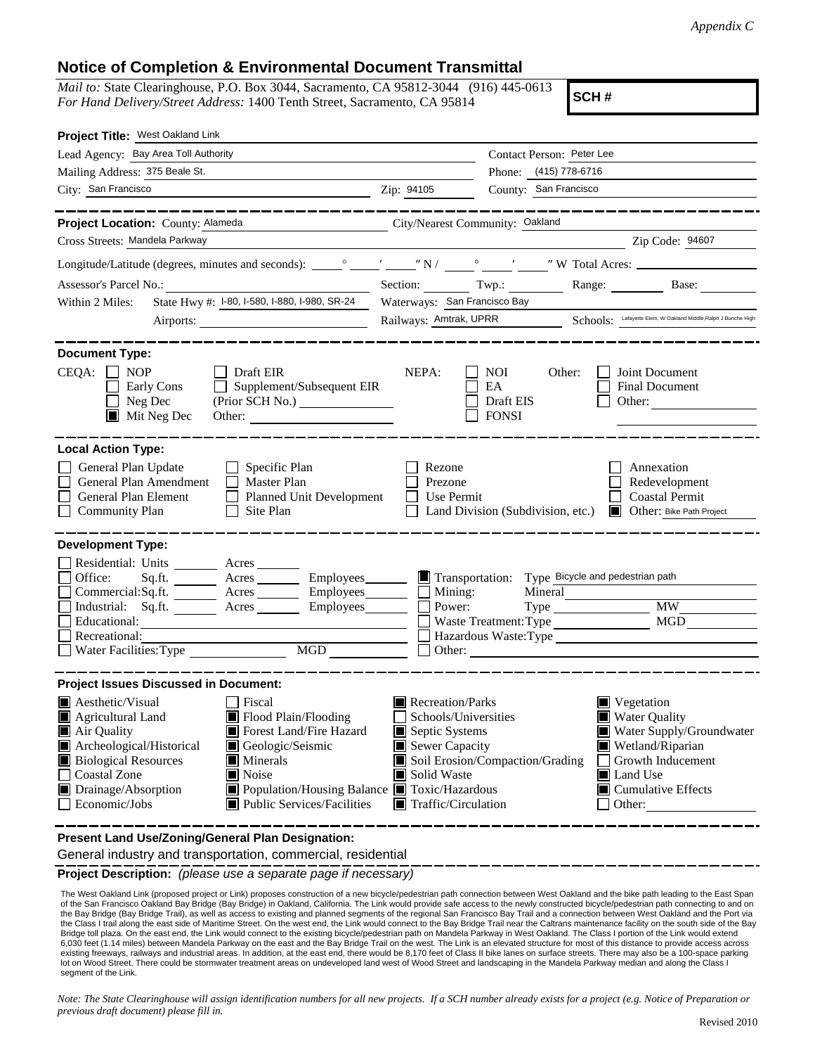*Appendix C*

# Notice of Completion & Environmental Document Transmittal

*Mail to:* State Clearinghouse, P.O. Box 3044, Sacramento, CA 95812-3044 (916) 445-0613
*For Hand Delivery/Street Address:* 1400 Tenth Street, Sacramento, CA 95814

**SCH #**

**Project Title:** West Oakland Link

Lead Agency: Bay Area Toll Authority
Contact Person: Peter Lee
Mailing Address: 375 Beale St.
Phone: (415) 778-6716
City: San Francisco
Zip: 94105
County: San Francisco

**Project Location:** County: Alameda
City/Nearest Community: Oakland
Cross Streets: Mandela Parkway
Zip Code: 94607

Longitude/Latitude (degrees, minutes and seconds): \_\_\_° \_\_\_′ \_\_\_″ N / \_\_\_° \_\_\_′ \_\_\_″ W Total Acres:

Assessor's Parcel No.:
Section: Twp.: Range: Base:

Within 2 Miles: State Hwy #: I-80, I-580, I-880, I-980, SR-24
Waterways: San Francisco Bay
Airports:
Railways: Amtrak, UPRR
Schools: Lafayette Elem, W Oakland Middle, Ralph J Bunche High

**Document Type:**

CEQA:
- ☐ NOP
- ☐ Early Cons
- ☐ Neg Dec
- ☒ Mit Neg Dec
- ☐ Draft EIR
- ☐ Supplement/Subsequent EIR (Prior SCH No.)
- Other:

NEPA:
- ☐ NOI
- ☐ EA
- ☐ Draft EIS
- ☐ FONSI

Other:
- ☐ Joint Document
- ☐ Final Document
- ☐ Other:

**Local Action Type:**

- ☐ General Plan Update
- ☐ General Plan Amendment
- ☐ General Plan Element
- ☐ Community Plan
- ☐ Specific Plan
- ☐ Master Plan
- ☐ Planned Unit Development
- ☐ Site Plan
- ☐ Rezone
- ☐ Prezone
- ☐ Use Permit
- ☐ Land Division (Subdivision, etc.)
- ☐ Annexation
- ☐ Redevelopment
- ☐ Coastal Permit
- ☒ Other: Bike Path Project

**Development Type:**

- ☐ Residential: Units \_\_\_ Acres \_\_\_
- ☐ Office: Sq.ft. \_\_\_ Acres \_\_\_ Employees \_\_\_
- ☐ Commercial: Sq.ft. \_\_\_ Acres \_\_\_ Employees \_\_\_
- ☐ Industrial: Sq.ft. \_\_\_ Acres \_\_\_ Employees \_\_\_
- ☐ Educational:
- ☐ Recreational:
- ☐ Water Facilities: Type \_\_\_ MGD \_\_\_
- ☒ Transportation: Type Bicycle and pedestrian path
- ☐ Mining: Mineral
- ☐ Power: Type \_\_\_ MW \_\_\_
- ☐ Waste Treatment: Type \_\_\_ MGD \_\_\_
- ☐ Hazardous Waste: Type
- ☐ Other:

**Project Issues Discussed in Document:**

- ☒ Aesthetic/Visual
- ☒ Agricultural Land
- ☒ Air Quality
- ☒ Archeological/Historical
- ☒ Biological Resources
- ☐ Coastal Zone
- ☒ Drainage/Absorption
- ☐ Economic/Jobs
- ☐ Fiscal
- ☒ Flood Plain/Flooding
- ☒ Forest Land/Fire Hazard
- ☒ Geologic/Seismic
- ☒ Minerals
- ☒ Noise
- ☒ Population/Housing Balance
- ☒ Public Services/Facilities
- ☒ Recreation/Parks
- ☐ Schools/Universities
- ☒ Septic Systems
- ☒ Sewer Capacity
- ☒ Soil Erosion/Compaction/Grading
- ☒ Solid Waste
- ☒ Toxic/Hazardous
- ☒ Traffic/Circulation
- ☒ Vegetation
- ☒ Water Quality
- ☒ Water Supply/Groundwater
- ☒ Wetland/Riparian
- ☐ Growth Inducement
- ☒ Land Use
- ☒ Cumulative Effects
- ☐ Other:

**Present Land Use/Zoning/General Plan Designation:**

General industry and transportation, commercial, residential

**Project Description:** *(please use a separate page if necessary)*

The West Oakland Link (proposed project or Link) proposes construction of a new bicycle/pedestrian path connection between West Oakland and the bike path leading to the East Span of the San Francisco Oakland Bay Bridge (Bay Bridge) in Oakland, California. The Link would provide safe access to the newly constructed bicycle/pedestrian path connecting to and on the Bay Bridge (Bay Bridge Trail), as well as access to existing and planned segments of the regional San Francisco Bay Trail and a connection between West Oakland and the Port via the Class I trail along the east side of Maritime Street. On the west end, the Link would connect to the Bay Bridge Trail near the Caltrans maintenance facility on the south side of the Bay Bridge toll plaza. On the east end, the Link would connect to the existing bicycle/pedestrian path on Mandela Parkway in West Oakland. The Class I portion of the Link would extend 6,030 feet (1.14 miles) between Mandela Parkway on the east and the Bay Bridge Trail on the west. The Link is an elevated structure for most of this distance to provide access across existing freeways, railways and industrial areas. In addition, at the east end, there would be 8,170 feet of Class II bike lanes on surface streets. There may also be a 100-space parking lot on Wood Street. There could be stormwater treatment areas on undeveloped land west of Wood Street and landscaping in the Mandela Parkway median and along the Class I segment of the Link.

*Note: The State Clearinghouse will assign identification numbers for all new projects. If a SCH number already exists for a project (e.g. Notice of Preparation or previous draft document) please fill in.*

Revised 2010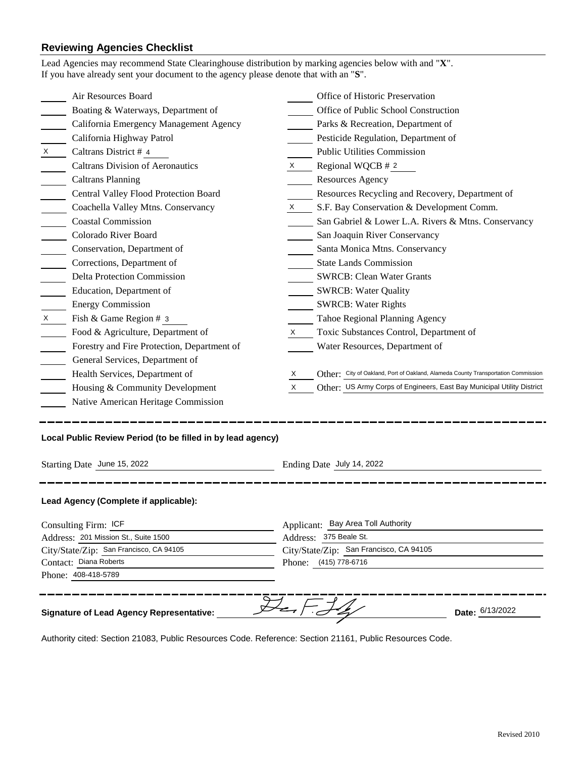## Reviewing Agencies Checklist

Lead Agencies may recommend State Clearinghouse distribution by marking agencies below with and "**X**".
If you have already sent your document to the agency please denote that with an "**S**".

| | | | |
|---|---|---|---|
| | Air Resources Board | | Office of Historic Preservation |
| | Boating & Waterways, Department of | | Office of Public School Construction |
| | California Emergency Management Agency | | Parks & Recreation, Department of |
| | California Highway Patrol | | Pesticide Regulation, Department of |
| X | Caltrans District # 4 | | Public Utilities Commission |
| | Caltrans Division of Aeronautics | X | Regional WQCB # 2 |
| | Caltrans Planning | | Resources Agency |
| | Central Valley Flood Protection Board | | Resources Recycling and Recovery, Department of |
| | Coachella Valley Mtns. Conservancy | X | S.F. Bay Conservation & Development Comm. |
| | Coastal Commission | | San Gabriel & Lower L.A. Rivers & Mtns. Conservancy |
| | Colorado River Board | | San Joaquin River Conservancy |
| | Conservation, Department of | | Santa Monica Mtns. Conservancy |
| | Corrections, Department of | | State Lands Commission |
| | Delta Protection Commission | | SWRCB: Clean Water Grants |
| | Education, Department of | | SWRCB: Water Quality |
| | Energy Commission | | SWRCB: Water Rights |
| X | Fish & Game Region # 3 | | Tahoe Regional Planning Agency |
| | Food & Agriculture, Department of | X | Toxic Substances Control, Department of |
| | Forestry and Fire Protection, Department of | | Water Resources, Department of |
| | General Services, Department of | | |
| | Health Services, Department of | X | Other: City of Oakland, Port of Oakland, Alameda County Transportation Commission |
| | Housing & Community Development | X | Other: US Army Corps of Engineers, East Bay Municipal Utility District |
| | Native American Heritage Commission | | |

**Local Public Review Period (to be filled in by lead agency)**

Starting Date June 15, 2022

Ending Date July 14, 2022

**Lead Agency (Complete if applicable):**

Consulting Firm: ICF
Address: 201 Mission St., Suite 1500
City/State/Zip: San Francisco, CA 94105
Contact: Diana Roberts
Phone: 408-418-5789

Applicant: Bay Area Toll Authority
Address: 375 Beale St.
City/State/Zip: San Francisco, CA 94105
Phone: (415) 778-6716

**Signature of Lead Agency Representative:** [signature]

**Date:** 6/13/2022

Authority cited: Section 21083, Public Resources Code. Reference: Section 21161, Public Resources Code.

Revised 2010